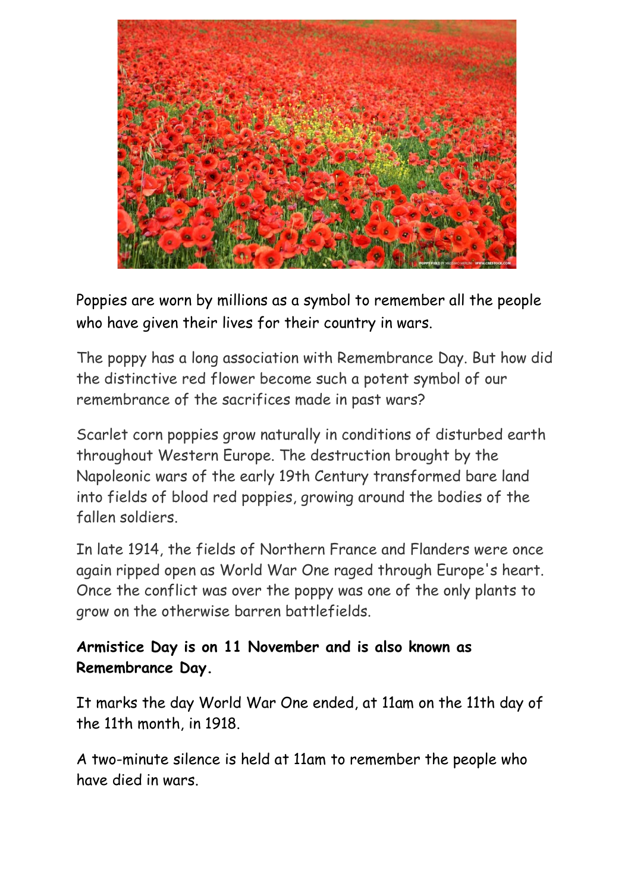Poppies are worn by millions as a symbol to remember all the people who have given their lives for their country in wars.

The poppy has a long association with Remembrance Day. But how did the distinctive red flower become such a potent symbol of our remembrance of the sacrifices made in past wars?

Scarlet corn poppies grow naturally in conditions of disturbed earth throughout Western Europe. The destruction brought by the Napoleonic wars of the early 19th Century transformed bare land into fields of blood red poppies, growing around the bodies of the fallen soldiers.

In late 1914, the fields of Northern France and Flanders were once again ripped open as World War One raged through Europe's heart. Once the conflict was over the poppy was one of the only plants to grow on the otherwise barren battlefields.

**Armistice Day is on 11 November and is also known as Remembrance Day.**

It marks the day World War One ended, at 11am on the 11th day of the 11th month, in 1918.

A two-minute silence is held at 11am to remember the people who have died in wars.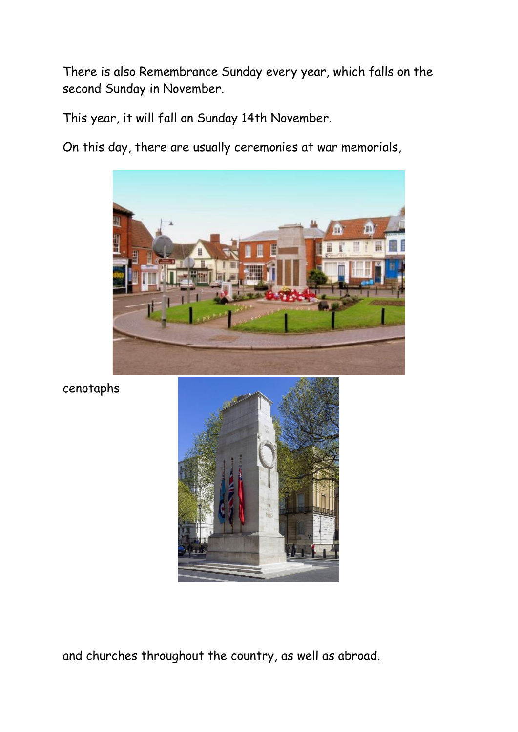There is also Remembrance Sunday every year, which falls on the second Sunday in November.

This year, it will fall on Sunday 14th November.

On this day, there are usually ceremonies at war memorials,

cenotaphs

and churches throughout the country, as well as abroad.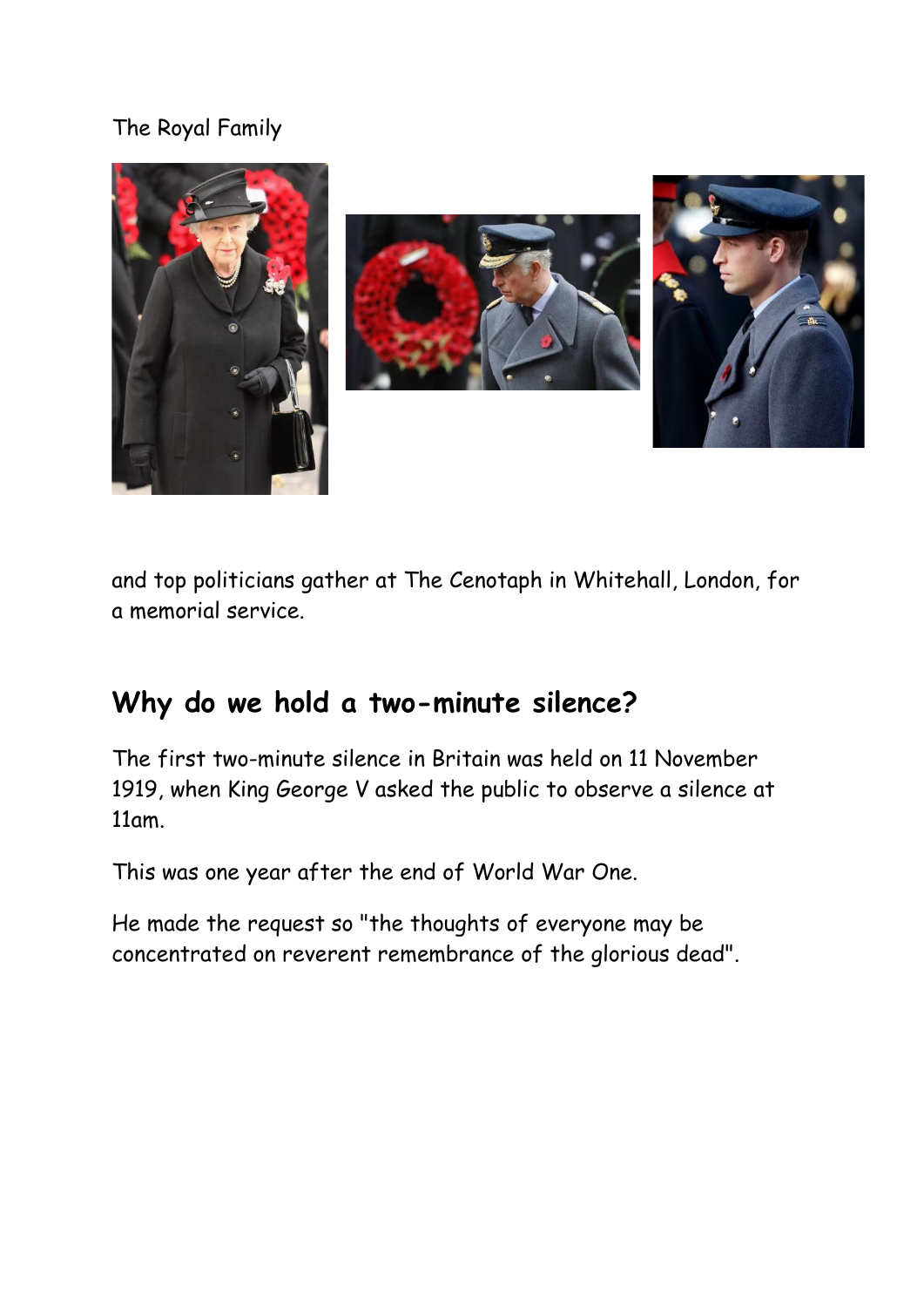The Royal Family

and top politicians gather at The Cenotaph in Whitehall, London, for a memorial service.

## Why do we hold a two-minute silence?

The first two-minute silence in Britain was held on 11 November 1919, when King George V asked the public to observe a silence at 11am.

This was one year after the end of World War One.

He made the request so "the thoughts of everyone may be concentrated on reverent remembrance of the glorious dead".